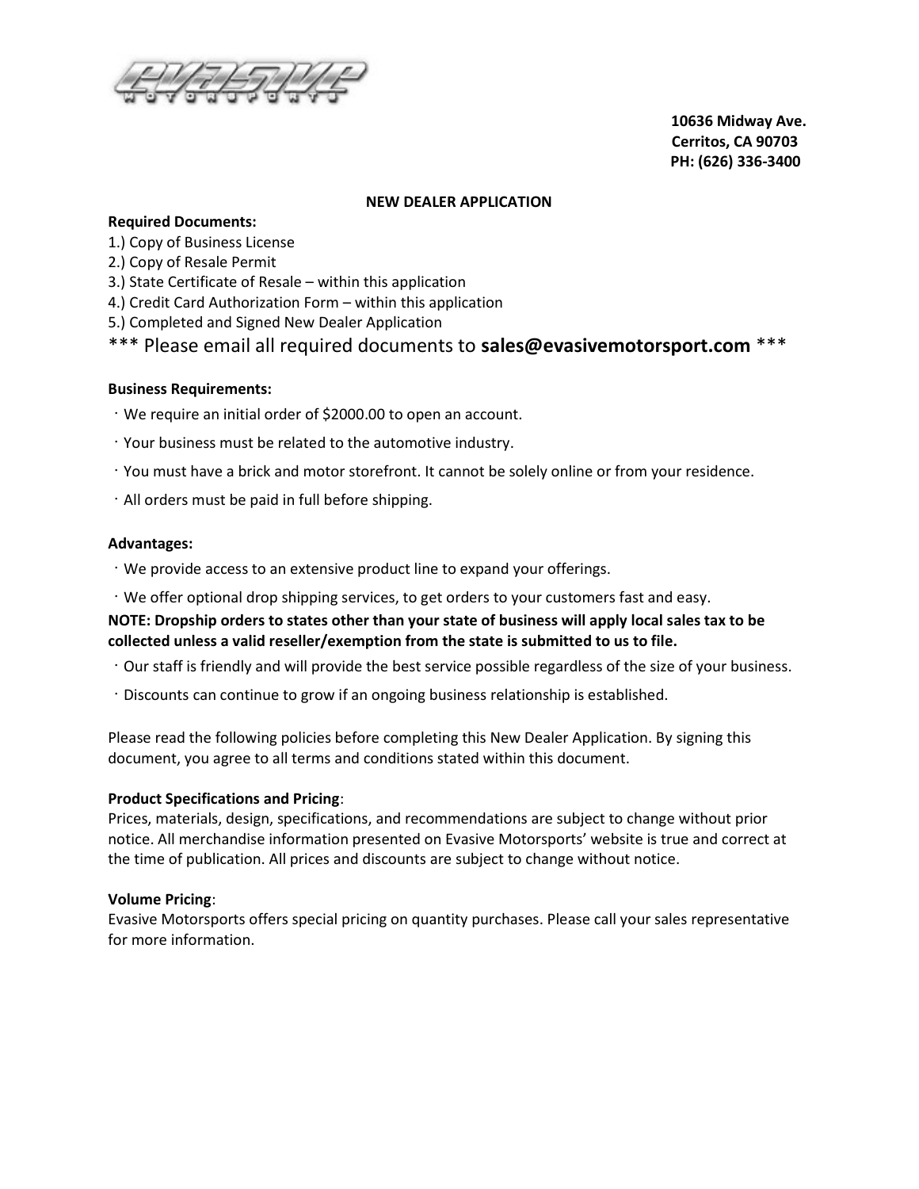10636 Midway Ave.
Cerritos, CA 90703
PH: (626) 336-3400

## NEW DEALER APPLICATION

**Required Documents:**

1.) Copy of Business License
2.) Copy of Resale Permit
3.) State Certificate of Resale – within this application
4.) Credit Card Authorization Form – within this application
5.) Completed and Signed New Dealer Application

*** Please email all required documents to **sales@evasivemotorsport.com** ***

**Business Requirements:**

- We require an initial order of $2000.00 to open an account.
- Your business must be related to the automotive industry.
- You must have a brick and motor storefront. It cannot be solely online or from your residence.
- All orders must be paid in full before shipping.

**Advantages:**

- We provide access to an extensive product line to expand your offerings.
- We offer optional drop shipping services, to get orders to your customers fast and easy.

**NOTE: Dropship orders to states other than your state of business will apply local sales tax to be collected unless a valid reseller/exemption from the state is submitted to us to file.**

- Our staff is friendly and will provide the best service possible regardless of the size of your business.
- Discounts can continue to grow if an ongoing business relationship is established.

Please read the following policies before completing this New Dealer Application. By signing this document, you agree to all terms and conditions stated within this document.

**Product Specifications and Pricing**:
Prices, materials, design, specifications, and recommendations are subject to change without prior notice. All merchandise information presented on Evasive Motorsports' website is true and correct at the time of publication. All prices and discounts are subject to change without notice.

**Volume Pricing**:
Evasive Motorsports offers special pricing on quantity purchases. Please call your sales representative for more information.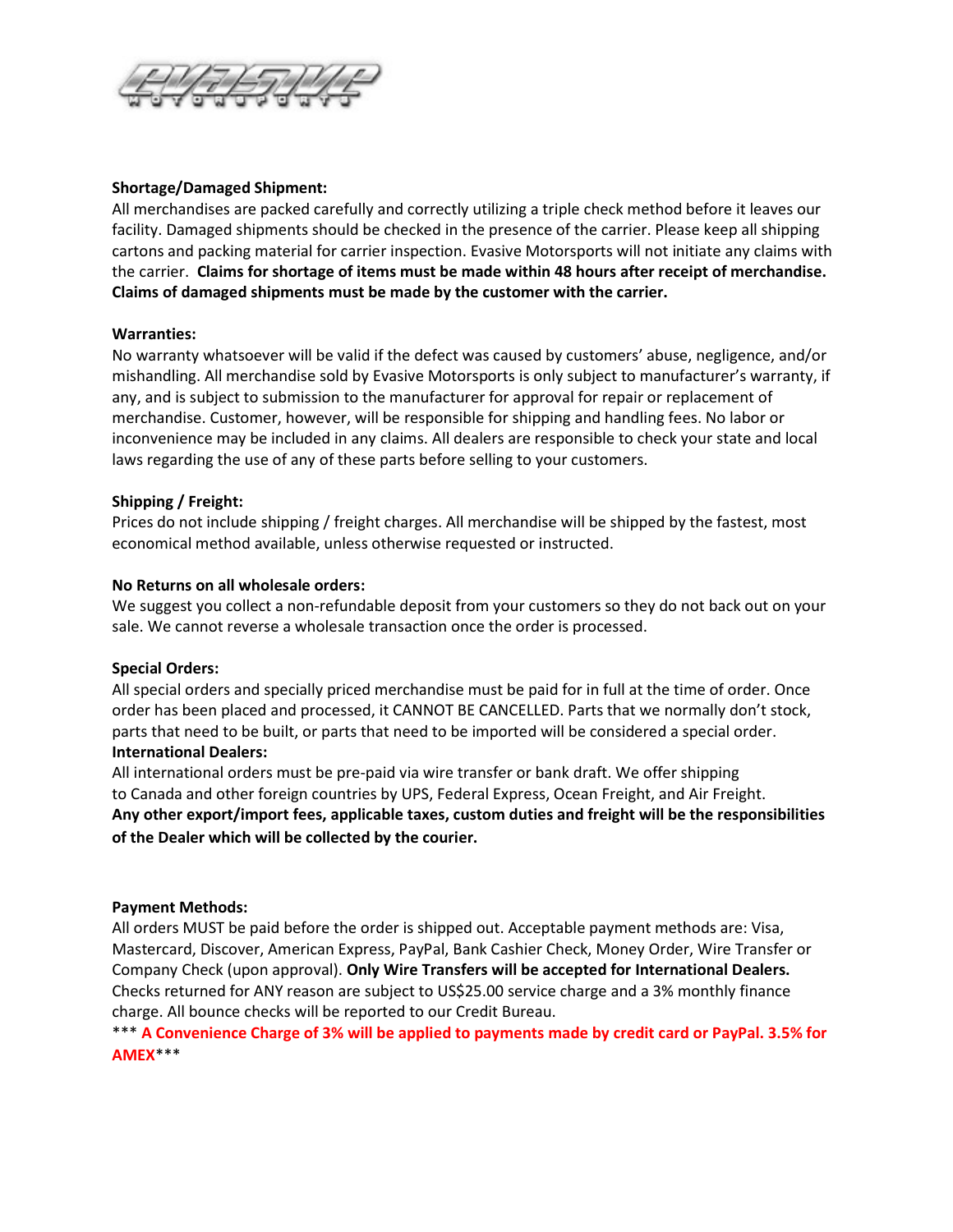**Shortage/Damaged Shipment:**
All merchandises are packed carefully and correctly utilizing a triple check method before it leaves our facility. Damaged shipments should be checked in the presence of the carrier. Please keep all shipping cartons and packing material for carrier inspection. Evasive Motorsports will not initiate any claims with the carrier. **Claims for shortage of items must be made within 48 hours after receipt of merchandise. Claims of damaged shipments must be made by the customer with the carrier.**

**Warranties:**
No warranty whatsoever will be valid if the defect was caused by customers' abuse, negligence, and/or mishandling. All merchandise sold by Evasive Motorsports is only subject to manufacturer's warranty, if any, and is subject to submission to the manufacturer for approval for repair or replacement of merchandise. Customer, however, will be responsible for shipping and handling fees. No labor or inconvenience may be included in any claims. All dealers are responsible to check your state and local laws regarding the use of any of these parts before selling to your customers.

**Shipping / Freight:**
Prices do not include shipping / freight charges. All merchandise will be shipped by the fastest, most economical method available, unless otherwise requested or instructed.

**No Returns on all wholesale orders:**
We suggest you collect a non-refundable deposit from your customers so they do not back out on your sale. We cannot reverse a wholesale transaction once the order is processed.

**Special Orders:**
All special orders and specially priced merchandise must be paid for in full at the time of order. Once order has been placed and processed, it CANNOT BE CANCELLED. Parts that we normally don't stock, parts that need to be built, or parts that need to be imported will be considered a special order.

**International Dealers:**
All international orders must be pre-paid via wire transfer or bank draft. We offer shipping to Canada and other foreign countries by UPS, Federal Express, Ocean Freight, and Air Freight. **Any other export/import fees, applicable taxes, custom duties and freight will be the responsibilities of the Dealer which will be collected by the courier.**

**Payment Methods:**
All orders MUST be paid before the order is shipped out. Acceptable payment methods are: Visa, Mastercard, Discover, American Express, PayPal, Bank Cashier Check, Money Order, Wire Transfer or Company Check (upon approval). **Only Wire Transfers will be accepted for International Dealers.** Checks returned for ANY reason are subject to US$25.00 service charge and a 3% monthly finance charge. All bounce checks will be reported to our Credit Bureau.

\*\*\* **A Convenience Charge of 3% will be applied to payments made by credit card or PayPal. 3.5% for AMEX**\*\*\*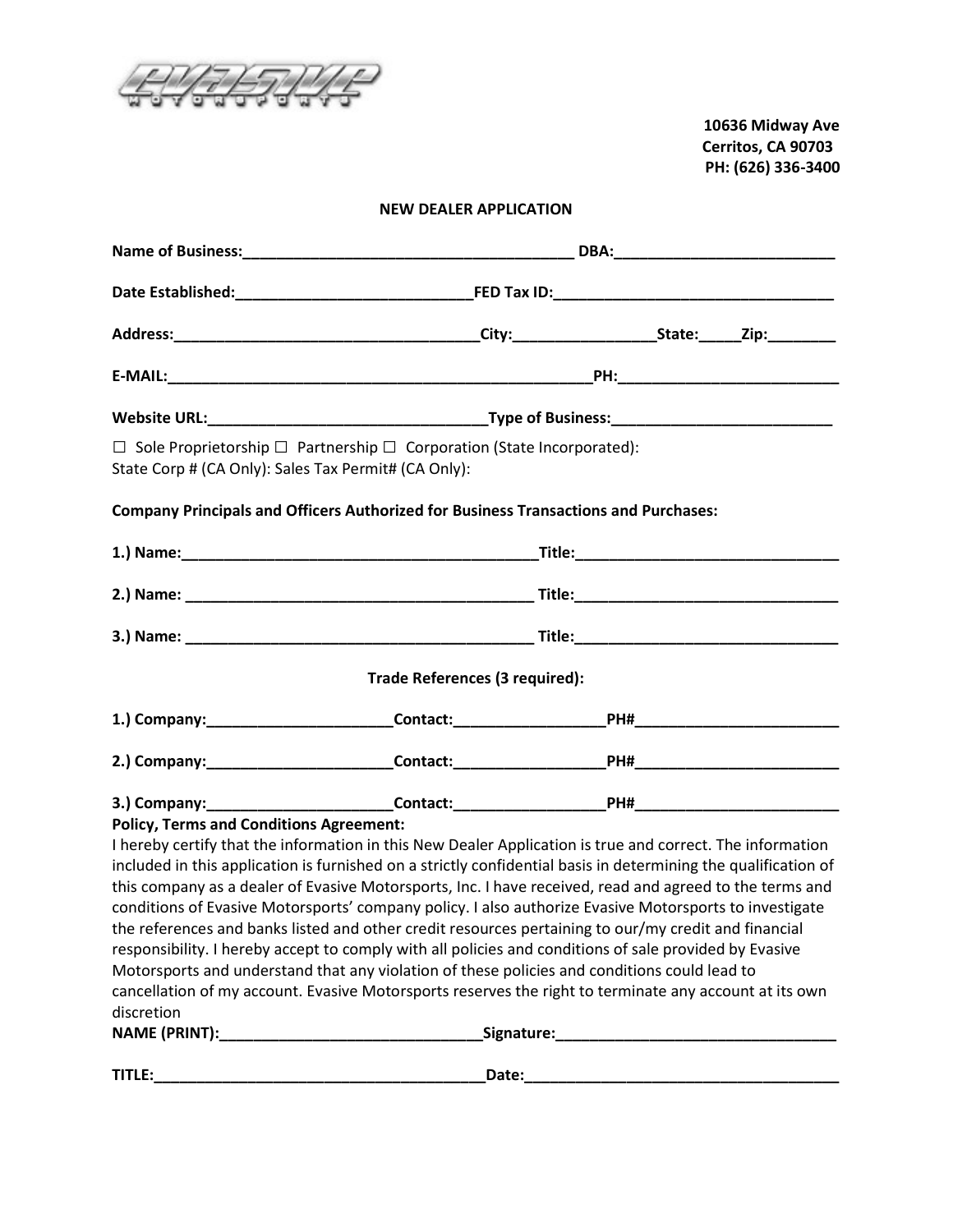10636 Midway Ave
Cerritos, CA 90703
PH: (626) 336-3400

## NEW DEALER APPLICATION

**Name of Business:_______________________________________ DBA:_________________________**

**Date Established:___________________________FED Tax ID:________________________________**

**Address:___________________________________City:________________State:_____Zip:________**

**E-MAIL:__________________________________________________PH:_________________________**

**Website URL:________________________________Type of Business:________________________**

☐ Sole Proprietorship ☐ Partnership ☐ Corporation (State Incorporated):
State Corp # (CA Only): Sales Tax Permit# (CA Only):

**Company Principals and Officers Authorized for Business Transactions and Purchases:**

**1.) Name:_________________________________________Title:______________________________**

**2.) Name: ________________________________________ Title:______________________________**

**3.) Name: ________________________________________ Title:______________________________**

**Trade References (3 required):**

**1.) Company:_____________________Contact:_________________PH#________________________**

**2.) Company:_____________________Contact:_________________PH#________________________**

**3.) Company:_____________________Contact:_________________PH#________________________**

**Policy, Terms and Conditions Agreement:**

I hereby certify that the information in this New Dealer Application is true and correct. The information included in this application is furnished on a strictly confidential basis in determining the qualification of this company as a dealer of Evasive Motorsports, Inc. I have received, read and agreed to the terms and conditions of Evasive Motorsports' company policy. I also authorize Evasive Motorsports to investigate the references and banks listed and other credit resources pertaining to our/my credit and financial responsibility. I hereby accept to comply with all policies and conditions of sale provided by Evasive Motorsports and understand that any violation of these policies and conditions could lead to cancellation of my account. Evasive Motorsports reserves the right to terminate any account at its own discretion

**NAME (PRINT):_______________________________Signature:_________________________________**

**TITLE:_______________________________________Date:_____________________________________**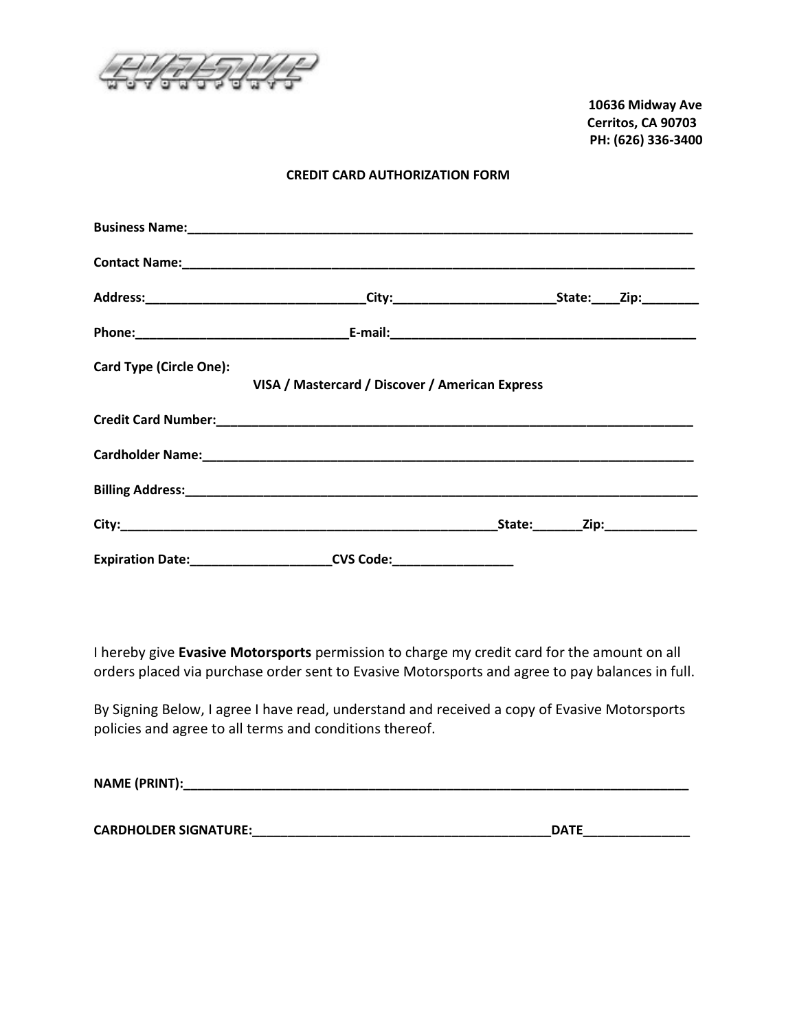10636 Midway Ave
Cerritos, CA 90703
PH: (626) 336-3400

**CREDIT CARD AUTHORIZATION FORM**

**Business Name:**_______________________________________________________________________

**Contact Name:**________________________________________________________________________

**Address:**______________________________**City:**______________________**State:**____**Zip:**________

**Phone:**_____________________________**E-mail:**__________________________________________

**Card Type (Circle One):**

**VISA / Mastercard / Discover / American Express**

**Credit Card Number:**___________________________________________________________________

**Cardholder Name:**_____________________________________________________________________

**Billing Address:**_______________________________________________________________________

**City:**_____________________________________________________**State:**_______**Zip:**_____________

**Expiration Date:**___________________**CVS Code:**________________

I hereby give **Evasive Motorsports** permission to charge my credit card for the amount on all orders placed via purchase order sent to Evasive Motorsports and agree to pay balances in full.

By Signing Below, I agree I have read, understand and received a copy of Evasive Motorsports policies and agree to all terms and conditions thereof.

**NAME (PRINT):**_______________________________________________________________________

**CARDHOLDER SIGNATURE:**_________________________________________**DATE**_______________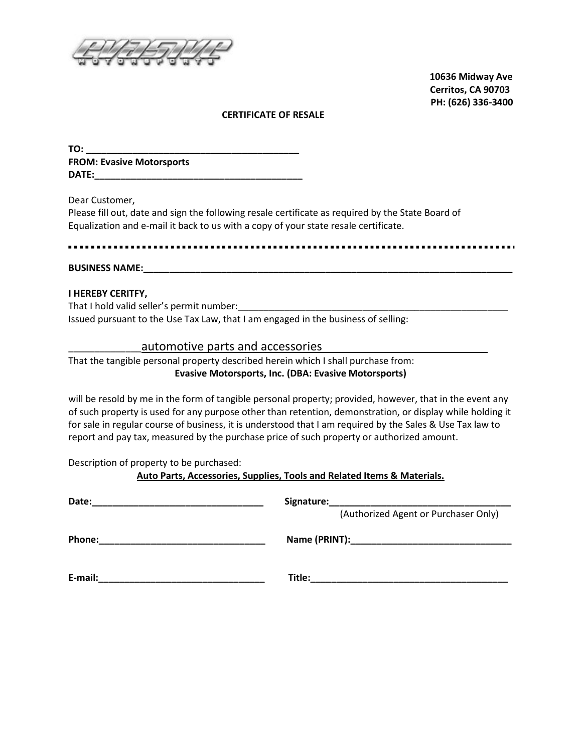10636 Midway Ave
Cerritos, CA 90703
PH: (626) 336-3400

**CERTIFICATE OF RESALE**

**TO:** ________________________________________
**FROM: Evasive Motorsports**
**DATE:**________________________________________

Dear Customer,
Please fill out, date and sign the following resale certificate as required by the State Board of Equalization and e-mail it back to us with a copy of your state resale certificate.

---

**BUSINESS NAME:**______________________________________________________________________

**I HEREBY CERITFY,**
That I hold valid seller's permit number:______________________________________________________
Issued pursuant to the Use Tax Law, that I am engaged in the business of selling:

____________automotive parts and accessories__________________________

That the tangible personal property described herein which I shall purchase from:
**Evasive Motorsports, Inc. (DBA: Evasive Motorsports)**

will be resold by me in the form of tangible personal property; provided, however, that in the event any of such property is used for any purpose other than retention, demonstration, or display while holding it for sale in regular course of business, it is understood that I am required by the Sales & Use Tax law to report and pay tax, measured by the purchase price of such property or authorized amount.

Description of property to be purchased:
**Auto Parts, Accessories, Supplies, Tools and Related Items & Materials.**

**Date:**_________________________________ **Signature:**__________________________________
(Authorized Agent or Purchaser Only)

**Phone:**________________________________ **Name (PRINT):**______________________________

**E-mail:**________________________________ **Title:**_____________________________________